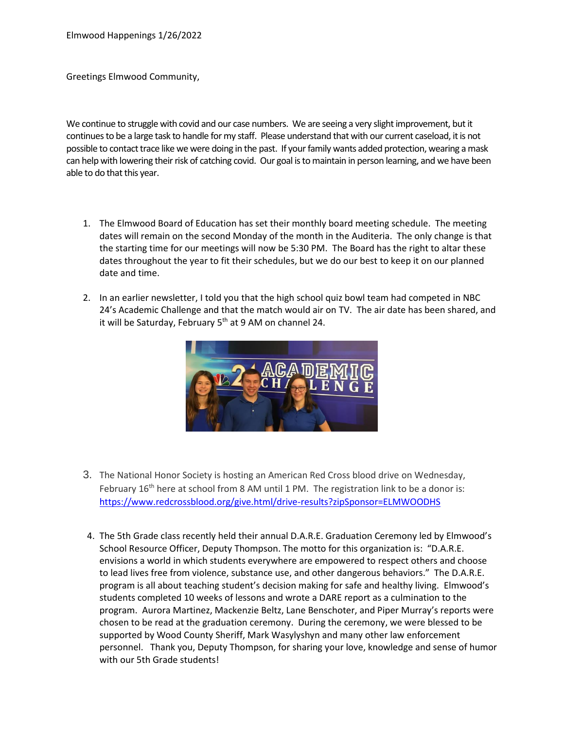Elmwood Happenings 1/26/2022

Greetings Elmwood Community,

We continue to struggle with covid and our case numbers. We are seeing a very slight improvement, but it continues to be a large task to handle for my staff. Please understand that with our current caseload, it is not possible to contact trace like we were doing in the past. If your family wants added protection, wearing a mask can help with lowering their risk of catching covid. Our goal is to maintain in person learning, and we have been able to do that this year.

1. The Elmwood Board of Education has set their monthly board meeting schedule. The meeting dates will remain on the second Monday of the month in the Auditeria. The only change is that the starting time for our meetings will now be 5:30 PM. The Board has the right to altar these dates throughout the year to fit their schedules, but we do our best to keep it on our planned date and time.

2. In an earlier newsletter, I told you that the high school quiz bowl team had competed in NBC 24's Academic Challenge and that the match would air on TV. The air date has been shared, and it will be Saturday, February 5th at 9 AM on channel 24.

3. The National Honor Society is hosting an American Red Cross blood drive on Wednesday, February 16th here at school from 8 AM until 1 PM. The registration link to be a donor is: https://www.redcrossblood.org/give.html/drive-results?zipSponsor=ELMWOODHS

4. The 5th Grade class recently held their annual D.A.R.E. Graduation Ceremony led by Elmwood's School Resource Officer, Deputy Thompson. The motto for this organization is: "D.A.R.E. envisions a world in which students everywhere are empowered to respect others and choose to lead lives free from violence, substance use, and other dangerous behaviors." The D.A.R.E. program is all about teaching student's decision making for safe and healthy living. Elmwood's students completed 10 weeks of lessons and wrote a DARE report as a culmination to the program. Aurora Martinez, Mackenzie Beltz, Lane Benschoter, and Piper Murray's reports were chosen to be read at the graduation ceremony. During the ceremony, we were blessed to be supported by Wood County Sheriff, Mark Wasylyshyn and many other law enforcement personnel. Thank you, Deputy Thompson, for sharing your love, knowledge and sense of humor with our 5th Grade students!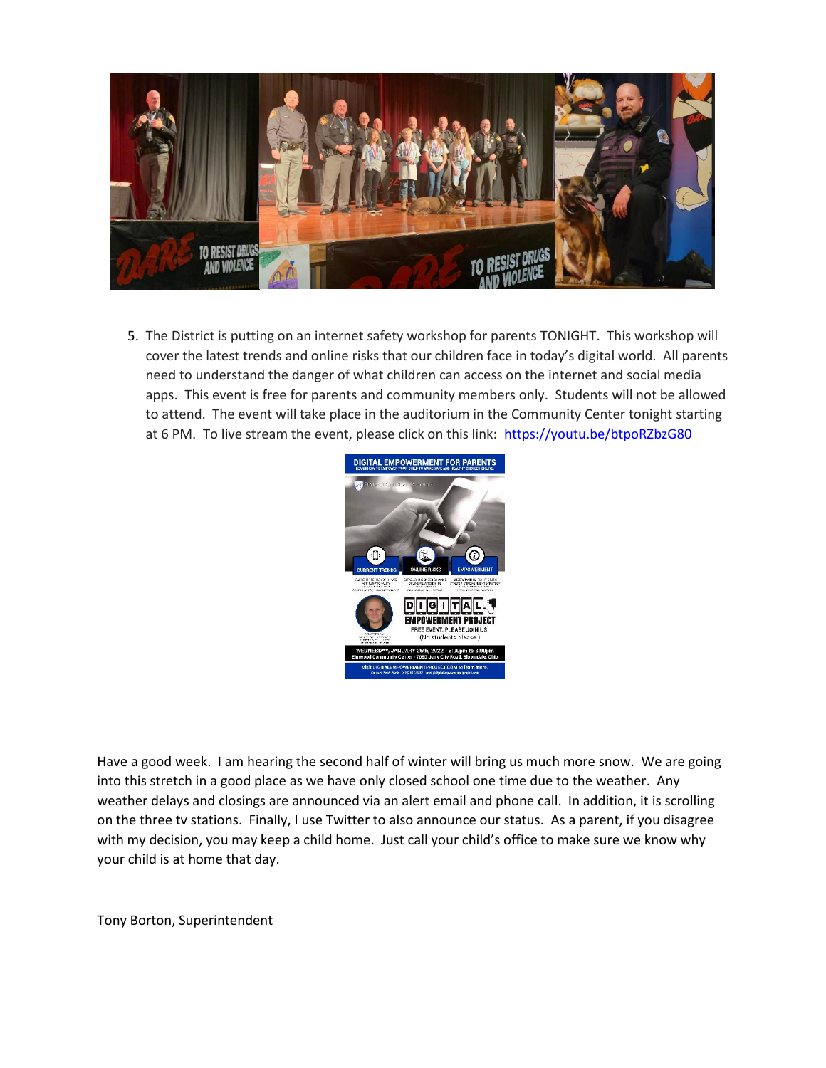5. The District is putting on an internet safety workshop for parents TONIGHT. This workshop will cover the latest trends and online risks that our children face in today's digital world. All parents need to understand the danger of what children can access on the internet and social media apps. This event is free for parents and community members only. Students will not be allowed to attend. The event will take place in the auditorium in the Community Center tonight starting at 6 PM. To live stream the event, please click on this link: https://youtu.be/btpoRZbzG80

Have a good week. I am hearing the second half of winter will bring us much more snow. We are going into this stretch in a good place as we have only closed school one time due to the weather. Any weather delays and closings are announced via an alert email and phone call. In addition, it is scrolling on the three tv stations. Finally, I use Twitter to also announce our status. As a parent, if you disagree with my decision, you may keep a child home. Just call your child's office to make sure we know why your child is at home that day.

Tony Borton, Superintendent